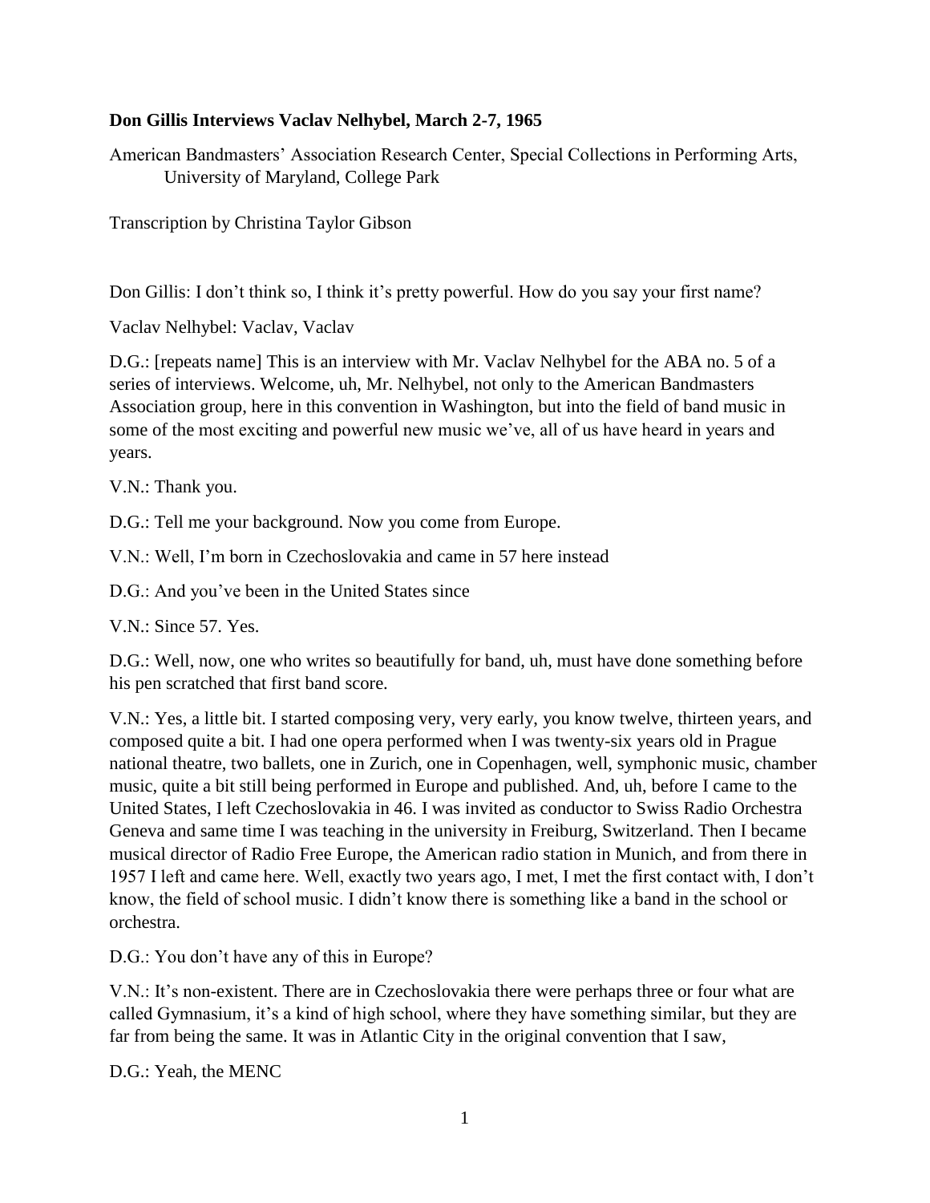**Don Gillis Interviews Vaclav Nelhybel, March 2-7, 1965**

American Bandmasters' Association Research Center, Special Collections in Performing Arts, University of Maryland, College Park

Transcription by Christina Taylor Gibson

Don Gillis: I don't think so, I think it's pretty powerful. How do you say your first name?

Vaclav Nelhybel: Vaclav, Vaclav

D.G.: [repeats name] This is an interview with Mr. Vaclav Nelhybel for the ABA no. 5 of a series of interviews. Welcome, uh, Mr. Nelhybel, not only to the American Bandmasters Association group, here in this convention in Washington, but into the field of band music in some of the most exciting and powerful new music we've, all of us have heard in years and years.

V.N.: Thank you.

D.G.: Tell me your background. Now you come from Europe.

V.N.: Well, I'm born in Czechoslovakia and came in 57 here instead

D.G.: And you've been in the United States since

V.N.: Since 57. Yes.

D.G.: Well, now, one who writes so beautifully for band, uh, must have done something before his pen scratched that first band score.

V.N.: Yes, a little bit. I started composing very, very early, you know twelve, thirteen years, and composed quite a bit. I had one opera performed when I was twenty-six years old in Prague national theatre, two ballets, one in Zurich, one in Copenhagen, well, symphonic music, chamber music, quite a bit still being performed in Europe and published. And, uh, before I came to the United States, I left Czechoslovakia in 46. I was invited as conductor to Swiss Radio Orchestra Geneva and same time I was teaching in the university in Freiburg, Switzerland. Then I became musical director of Radio Free Europe, the American radio station in Munich, and from there in 1957 I left and came here. Well, exactly two years ago, I met, I met the first contact with, I don't know, the field of school music. I didn't know there is something like a band in the school or orchestra.

D.G.: You don't have any of this in Europe?

V.N.: It's non-existent. There are in Czechoslovakia there were perhaps three or four what are called Gymnasium, it's a kind of high school, where they have something similar, but they are far from being the same. It was in Atlantic City in the original convention that I saw,

D.G.: Yeah, the MENC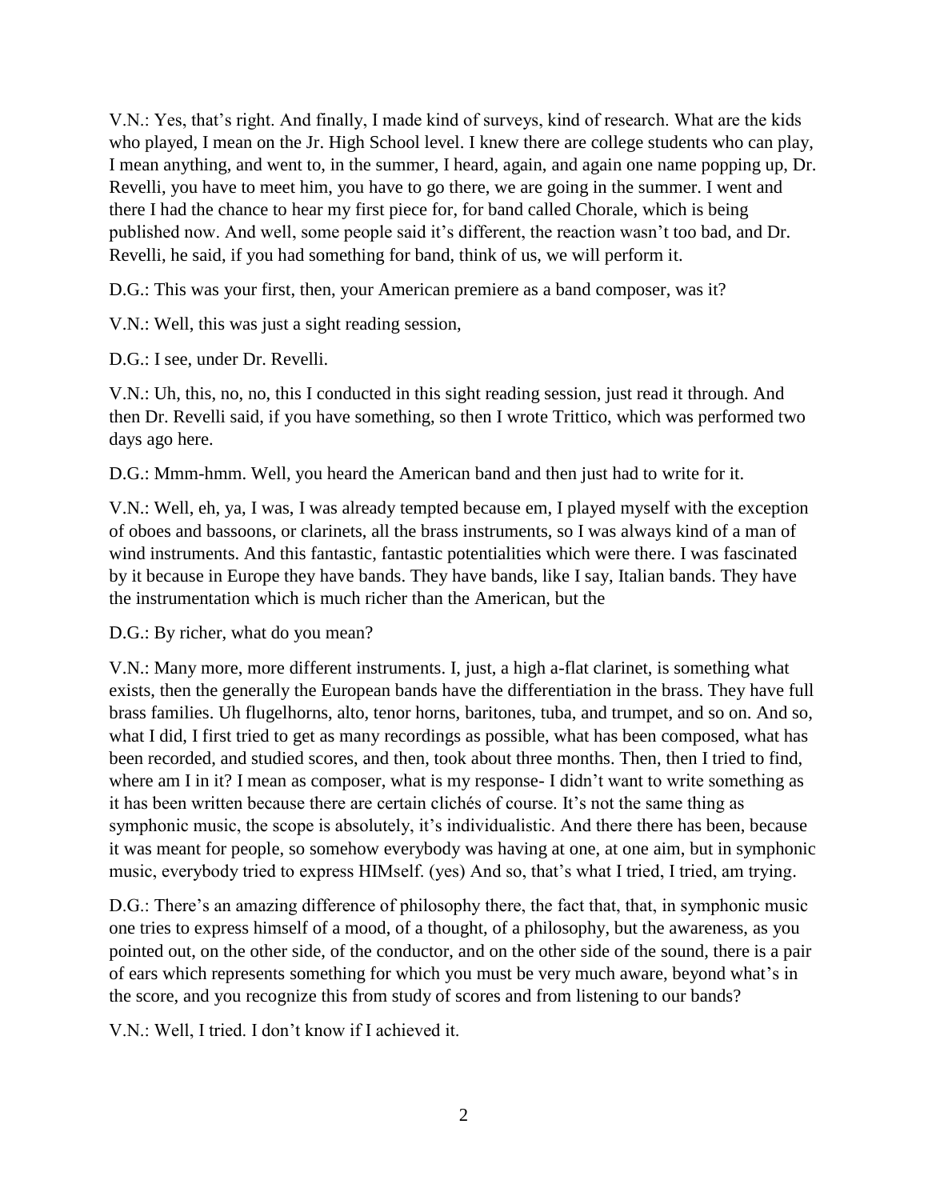V.N.: Yes, that's right. And finally, I made kind of surveys, kind of research. What are the kids who played, I mean on the Jr. High School level. I knew there are college students who can play, I mean anything, and went to, in the summer, I heard, again, and again one name popping up, Dr. Revelli, you have to meet him, you have to go there, we are going in the summer. I went and there I had the chance to hear my first piece for, for band called Chorale, which is being published now. And well, some people said it's different, the reaction wasn't too bad, and Dr. Revelli, he said, if you had something for band, think of us, we will perform it.

D.G.: This was your first, then, your American premiere as a band composer, was it?

V.N.: Well, this was just a sight reading session,

D.G.: I see, under Dr. Revelli.

V.N.: Uh, this, no, no, this I conducted in this sight reading session, just read it through. And then Dr. Revelli said, if you have something, so then I wrote Trittico, which was performed two days ago here.

D.G.: Mmm-hmm. Well, you heard the American band and then just had to write for it.

V.N.: Well, eh, ya, I was, I was already tempted because em, I played myself with the exception of oboes and bassoons, or clarinets, all the brass instruments, so I was always kind of a man of wind instruments. And this fantastic, fantastic potentialities which were there. I was fascinated by it because in Europe they have bands. They have bands, like I say, Italian bands. They have the instrumentation which is much richer than the American, but the

D.G.: By richer, what do you mean?

V.N.: Many more, more different instruments. I, just, a high a-flat clarinet, is something what exists, then the generally the European bands have the differentiation in the brass. They have full brass families. Uh flugelhorns, alto, tenor horns, baritones, tuba, and trumpet, and so on. And so, what I did, I first tried to get as many recordings as possible, what has been composed, what has been recorded, and studied scores, and then, took about three months. Then, then I tried to find, where am I in it? I mean as composer, what is my response- I didn't want to write something as it has been written because there are certain clichés of course. It's not the same thing as symphonic music, the scope is absolutely, it's individualistic. And there there has been, because it was meant for people, so somehow everybody was having at one, at one aim, but in symphonic music, everybody tried to express HIMself. (yes) And so, that's what I tried, I tried, am trying.

D.G.: There's an amazing difference of philosophy there, the fact that, that, in symphonic music one tries to express himself of a mood, of a thought, of a philosophy, but the awareness, as you pointed out, on the other side, of the conductor, and on the other side of the sound, there is a pair of ears which represents something for which you must be very much aware, beyond what's in the score, and you recognize this from study of scores and from listening to our bands?

V.N.: Well, I tried. I don't know if I achieved it.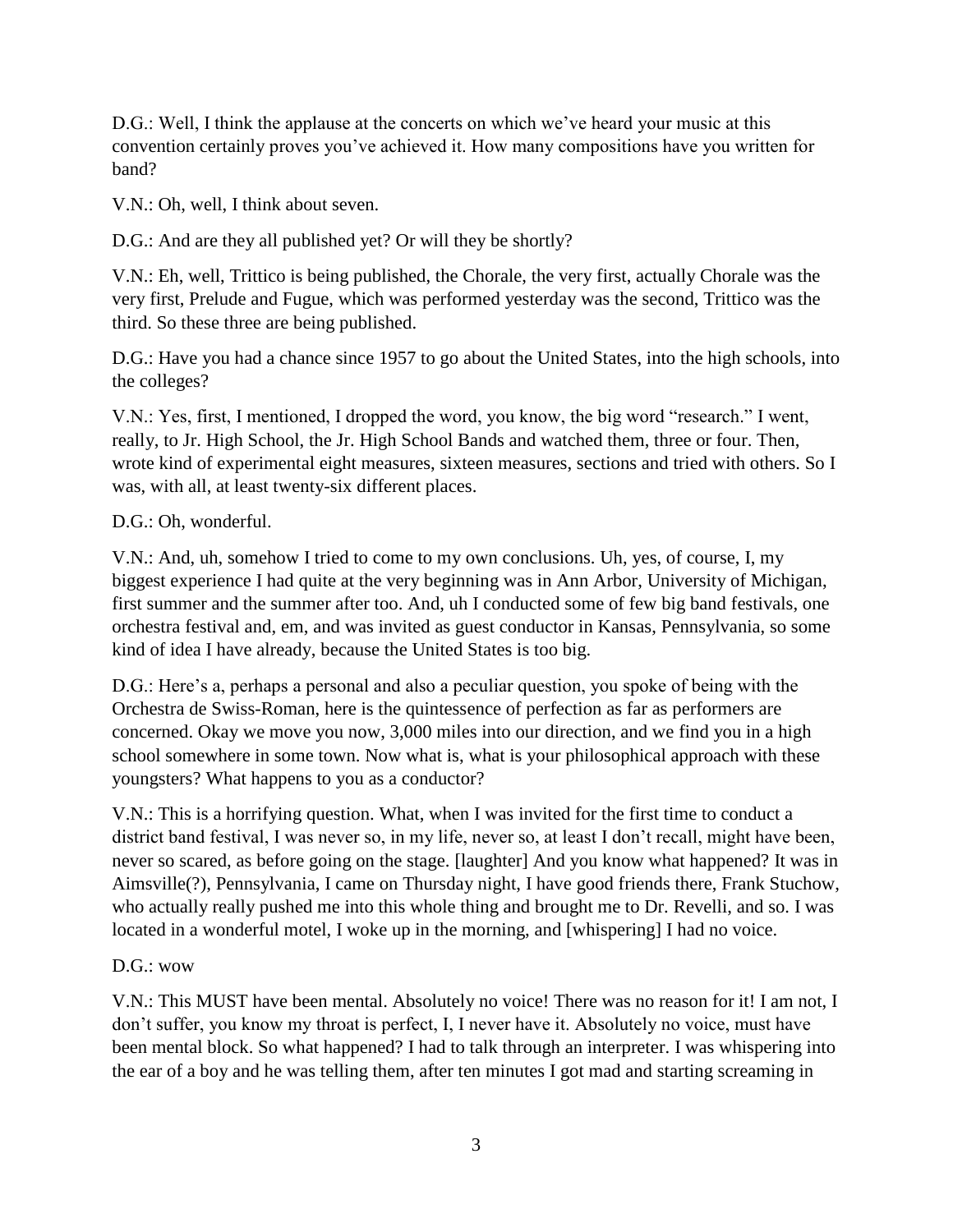D.G.: Well, I think the applause at the concerts on which we've heard your music at this convention certainly proves you've achieved it. How many compositions have you written for band?

V.N.: Oh, well, I think about seven.

D.G.: And are they all published yet? Or will they be shortly?

V.N.: Eh, well, Trittico is being published, the Chorale, the very first, actually Chorale was the very first, Prelude and Fugue, which was performed yesterday was the second, Trittico was the third. So these three are being published.

D.G.: Have you had a chance since 1957 to go about the United States, into the high schools, into the colleges?

V.N.: Yes, first, I mentioned, I dropped the word, you know, the big word "research." I went, really, to Jr. High School, the Jr. High School Bands and watched them, three or four. Then, wrote kind of experimental eight measures, sixteen measures, sections and tried with others. So I was, with all, at least twenty-six different places.

D.G.: Oh, wonderful.

V.N.: And, uh, somehow I tried to come to my own conclusions. Uh, yes, of course, I, my biggest experience I had quite at the very beginning was in Ann Arbor, University of Michigan, first summer and the summer after too. And, uh I conducted some of few big band festivals, one orchestra festival and, em, and was invited as guest conductor in Kansas, Pennsylvania, so some kind of idea I have already, because the United States is too big.

D.G.: Here's a, perhaps a personal and also a peculiar question, you spoke of being with the Orchestra de Swiss-Roman, here is the quintessence of perfection as far as performers are concerned. Okay we move you now, 3,000 miles into our direction, and we find you in a high school somewhere in some town. Now what is, what is your philosophical approach with these youngsters? What happens to you as a conductor?

V.N.: This is a horrifying question. What, when I was invited for the first time to conduct a district band festival, I was never so, in my life, never so, at least I don't recall, might have been, never so scared, as before going on the stage. [laughter] And you know what happened? It was in Aimsville(?), Pennsylvania, I came on Thursday night, I have good friends there, Frank Stuchow, who actually really pushed me into this whole thing and brought me to Dr. Revelli, and so. I was located in a wonderful motel, I woke up in the morning, and [whispering] I had no voice.

D.G.: wow

V.N.: This MUST have been mental. Absolutely no voice! There was no reason for it! I am not, I don't suffer, you know my throat is perfect, I, I never have it. Absolutely no voice, must have been mental block. So what happened? I had to talk through an interpreter. I was whispering into the ear of a boy and he was telling them, after ten minutes I got mad and starting screaming in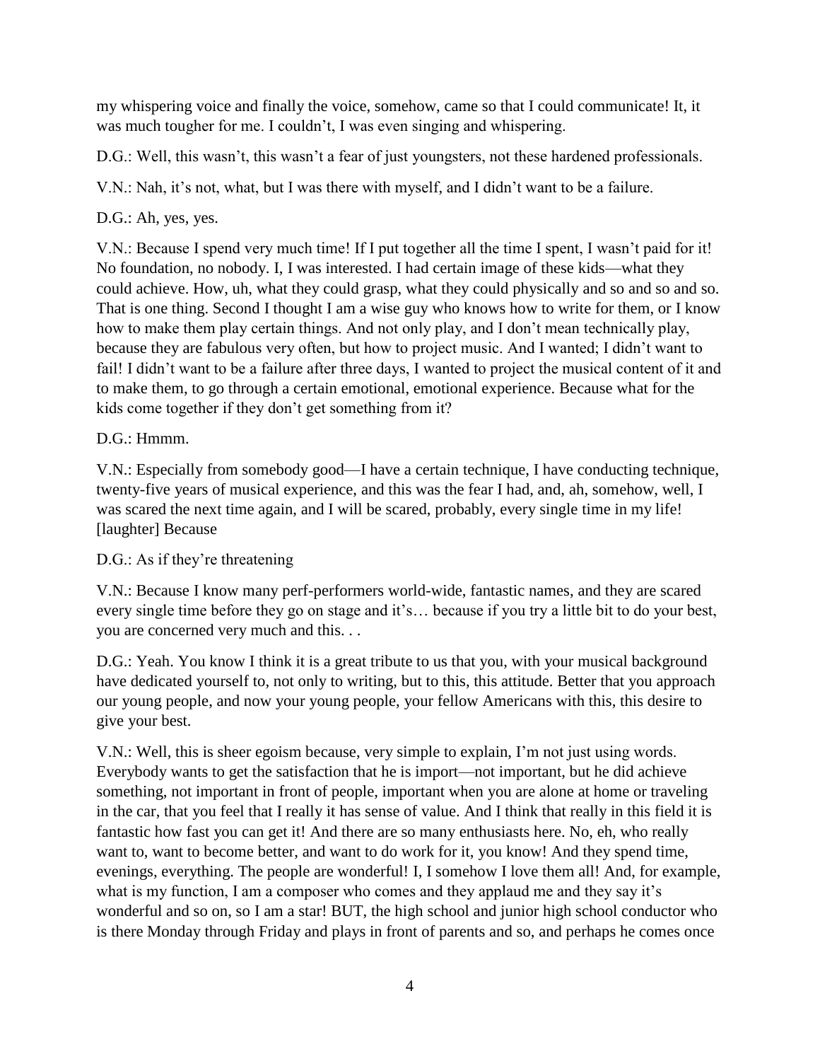my whispering voice and finally the voice, somehow, came so that I could communicate! It, it was much tougher for me. I couldn't, I was even singing and whispering.

D.G.: Well, this wasn't, this wasn't a fear of just youngsters, not these hardened professionals.

V.N.: Nah, it's not, what, but I was there with myself, and I didn't want to be a failure.

D.G.: Ah, yes, yes.

V.N.: Because I spend very much time! If I put together all the time I spent, I wasn't paid for it! No foundation, no nobody. I, I was interested. I had certain image of these kids—what they could achieve. How, uh, what they could grasp, what they could physically and so and so and so. That is one thing. Second I thought I am a wise guy who knows how to write for them, or I know how to make them play certain things. And not only play, and I don't mean technically play, because they are fabulous very often, but how to project music. And I wanted; I didn't want to fail! I didn't want to be a failure after three days, I wanted to project the musical content of it and to make them, to go through a certain emotional, emotional experience. Because what for the kids come together if they don't get something from it?

D.G.: Hmmm.

V.N.: Especially from somebody good—I have a certain technique, I have conducting technique, twenty-five years of musical experience, and this was the fear I had, and, ah, somehow, well, I was scared the next time again, and I will be scared, probably, every single time in my life! [laughter] Because

D.G.: As if they're threatening

V.N.: Because I know many perf-performers world-wide, fantastic names, and they are scared every single time before they go on stage and it's… because if you try a little bit to do your best, you are concerned very much and this. . .

D.G.: Yeah. You know I think it is a great tribute to us that you, with your musical background have dedicated yourself to, not only to writing, but to this, this attitude. Better that you approach our young people, and now your young people, your fellow Americans with this, this desire to give your best.

V.N.: Well, this is sheer egoism because, very simple to explain, I'm not just using words. Everybody wants to get the satisfaction that he is import—not important, but he did achieve something, not important in front of people, important when you are alone at home or traveling in the car, that you feel that I really it has sense of value. And I think that really in this field it is fantastic how fast you can get it! And there are so many enthusiasts here. No, eh, who really want to, want to become better, and want to do work for it, you know! And they spend time, evenings, everything. The people are wonderful! I, I somehow I love them all! And, for example, what is my function, I am a composer who comes and they applaud me and they say it's wonderful and so on, so I am a star! BUT, the high school and junior high school conductor who is there Monday through Friday and plays in front of parents and so, and perhaps he comes once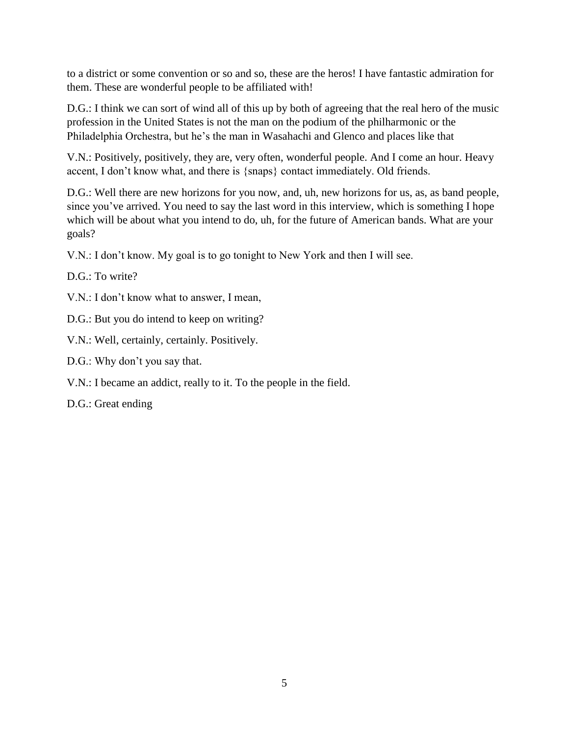to a district or some convention or so and so, these are the heros! I have fantastic admiration for them. These are wonderful people to be affiliated with!

D.G.: I think we can sort of wind all of this up by both of agreeing that the real hero of the music profession in the United States is not the man on the podium of the philharmonic or the Philadelphia Orchestra, but he's the man in Wasahachi and Glenco and places like that

V.N.: Positively, positively, they are, very often, wonderful people. And I come an hour. Heavy accent, I don't know what, and there is {snaps} contact immediately. Old friends.

D.G.: Well there are new horizons for you now, and, uh, new horizons for us, as, as band people, since you've arrived. You need to say the last word in this interview, which is something I hope which will be about what you intend to do, uh, for the future of American bands. What are your goals?

V.N.: I don't know. My goal is to go tonight to New York and then I will see.

D.G.: To write?

V.N.: I don't know what to answer, I mean,

D.G.: But you do intend to keep on writing?

V.N.: Well, certainly, certainly. Positively.

D.G.: Why don't you say that.

V.N.: I became an addict, really to it. To the people in the field.

D.G.: Great ending